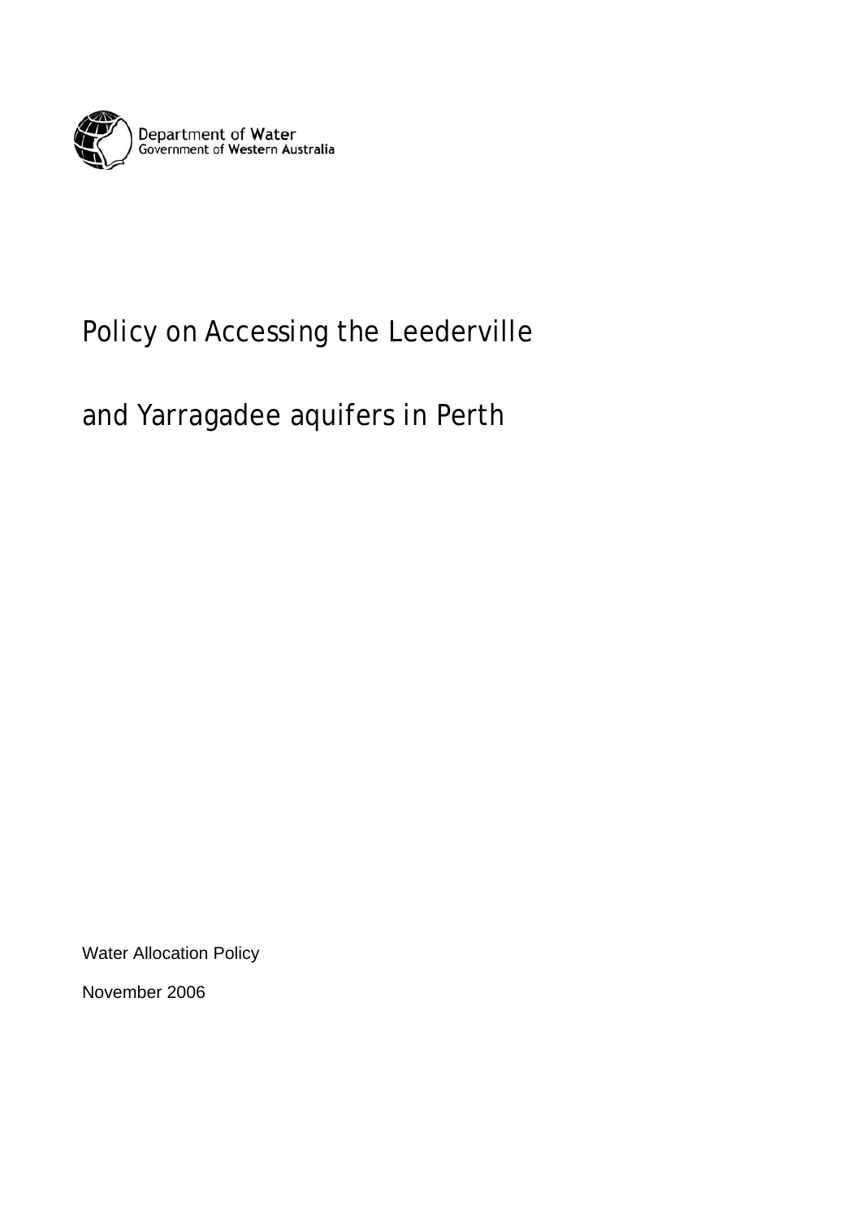Department of Water
Government of Western Australia

# Policy on Accessing the Leederville and Yarragadee aquifers in Perth

Water Allocation Policy

November 2006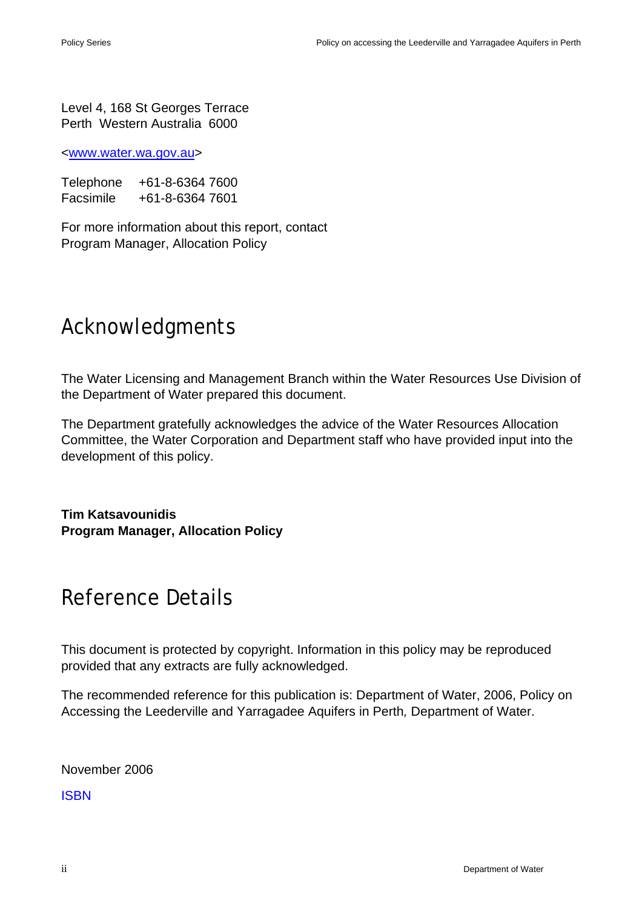Level 4, 168 St Georges Terrace
Perth Western Australia 6000

<www.water.wa.gov.au>

Telephone +61-8-6364 7600
Facsimile +61-8-6364 7601

For more information about this report, contact
Program Manager, Allocation Policy

# Acknowledgments

The Water Licensing and Management Branch within the Water Resources Use Division of the Department of Water prepared this document.

The Department gratefully acknowledges the advice of the Water Resources Allocation Committee, the Water Corporation and Department staff who have provided input into the development of this policy.

**Tim Katsavounidis**
**Program Manager, Allocation Policy**

# Reference Details

This document is protected by copyright. Information in this policy may be reproduced provided that any extracts are fully acknowledged.

The recommended reference for this publication is: Department of Water, 2006, Policy on Accessing the Leederville and Yarragadee Aquifers in Perth, Department of Water.

November 2006

ISBN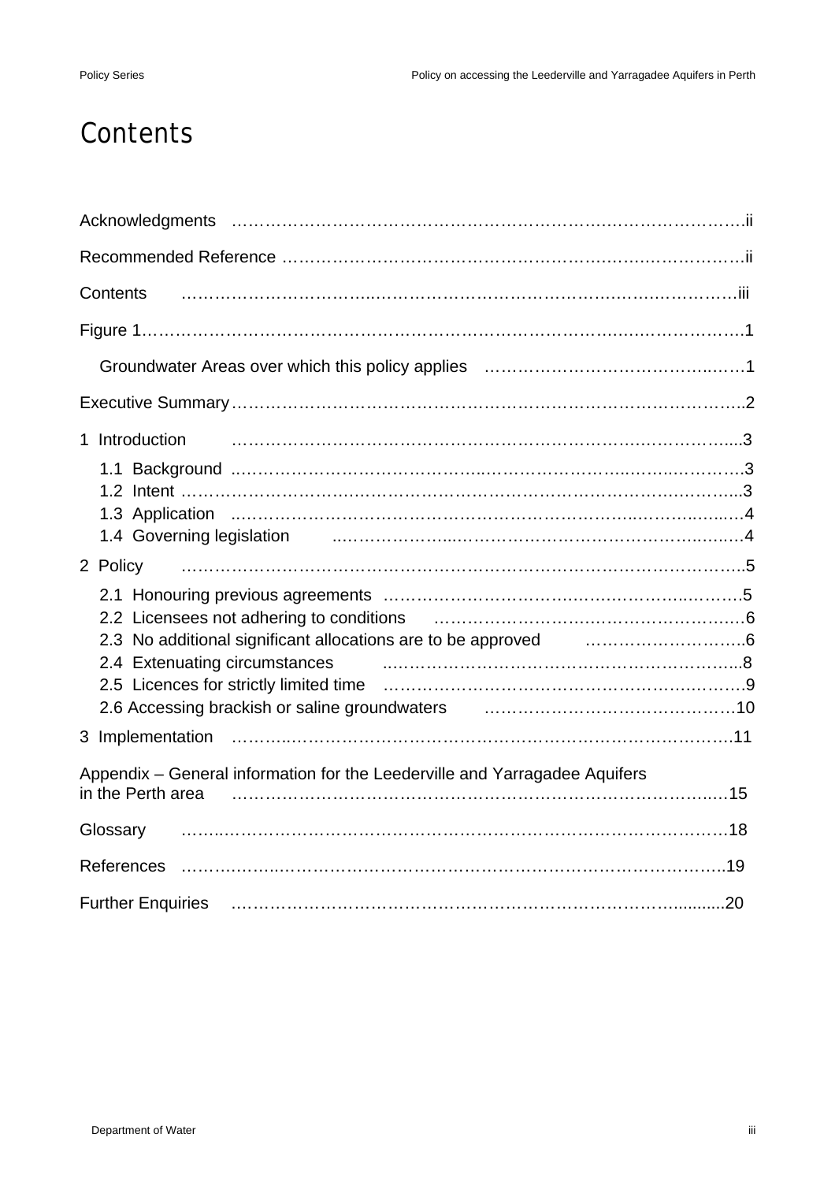# Contents

Acknowledgments ..... ii

Recommended Reference ..... ii

Contents ..... iii

Figure 1 ..... 1

- Groundwater Areas over which this policy applies ..... 1

Executive Summary ..... 2

1 Introduction ..... 3

- 1.1 Background ..... 3
- 1.2 Intent ..... 3
- 1.3 Application ..... 4
- 1.4 Governing legislation ..... 4

2 Policy ..... 5

- 2.1 Honouring previous agreements ..... 5
- 2.2 Licensees not adhering to conditions ..... 6
- 2.3 No additional significant allocations are to be approved ..... 6
- 2.4 Extenuating circumstances ..... 8
- 2.5 Licences for strictly limited time ..... 9
- 2.6 Accessing brackish or saline groundwaters ..... 10

3 Implementation ..... 11

Appendix – General information for the Leederville and Yarragadee Aquifers in the Perth area ..... 15

Glossary ..... 18

References ..... 19

Further Enquiries ..... 20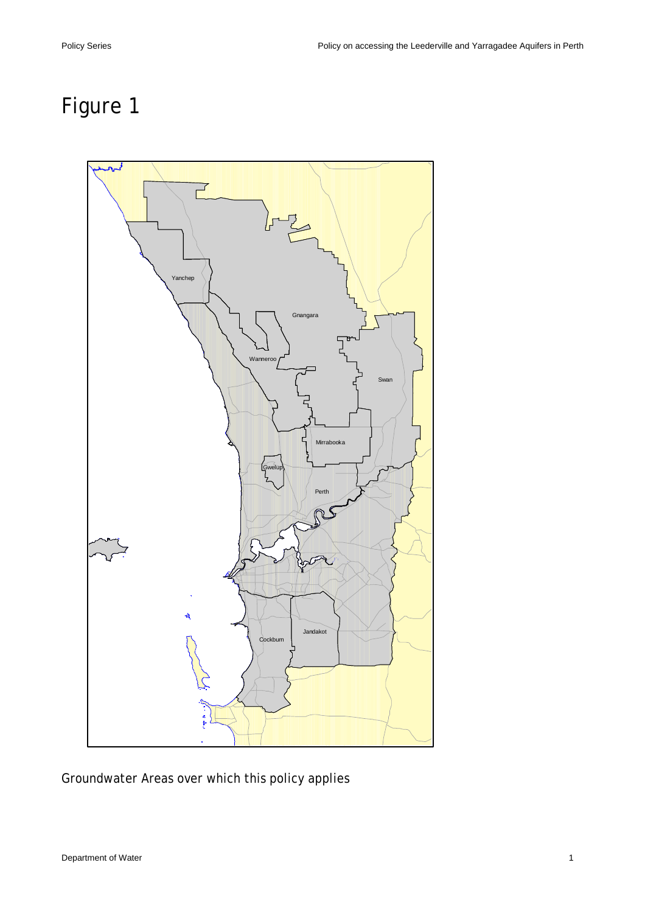# Figure 1

Groundwater Areas over which this policy applies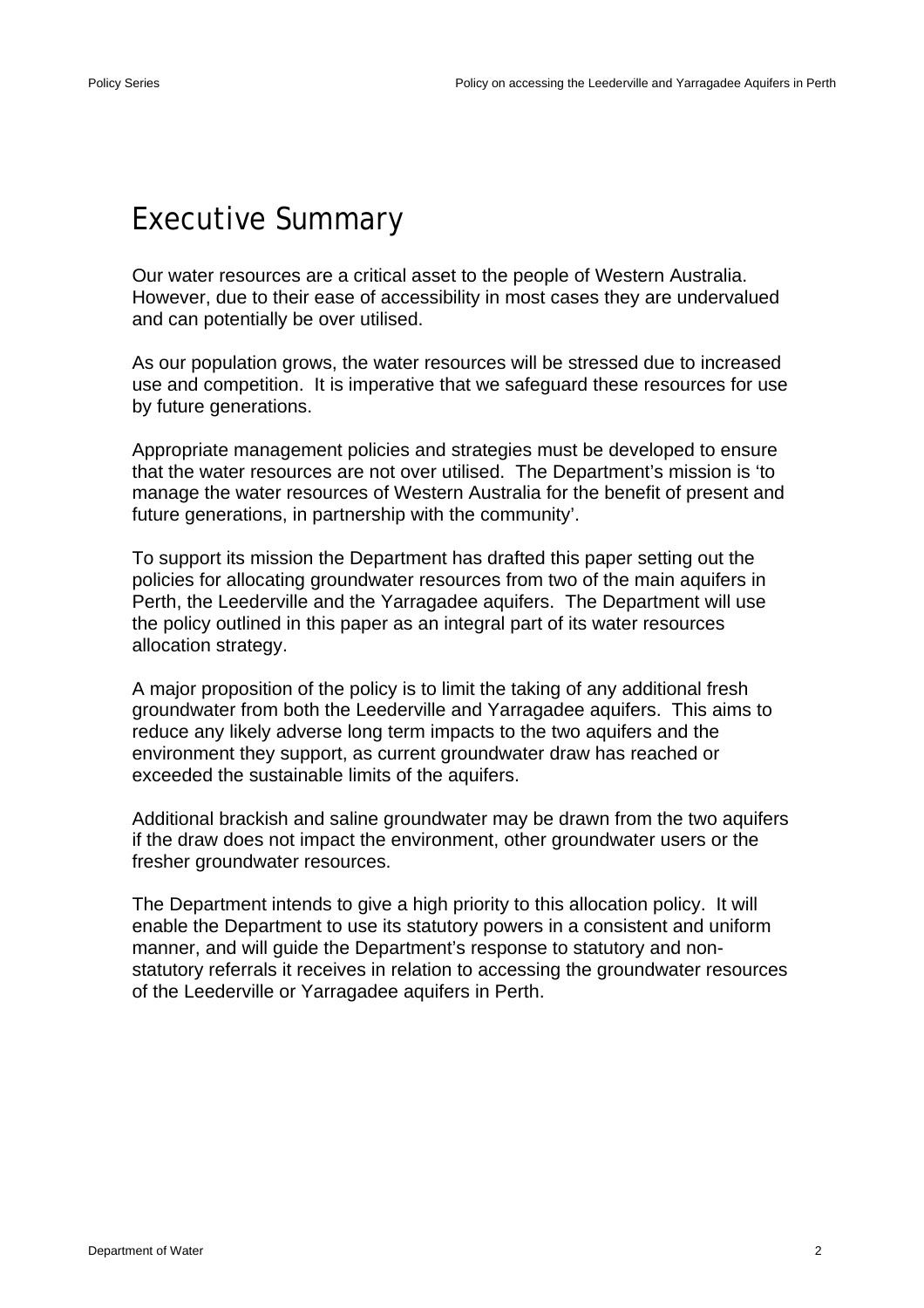# Executive Summary

Our water resources are a critical asset to the people of Western Australia. However, due to their ease of accessibility in most cases they are undervalued and can potentially be over utilised.

As our population grows, the water resources will be stressed due to increased use and competition. It is imperative that we safeguard these resources for use by future generations.

Appropriate management policies and strategies must be developed to ensure that the water resources are not over utilised. The Department's mission is 'to manage the water resources of Western Australia for the benefit of present and future generations, in partnership with the community'.

To support its mission the Department has drafted this paper setting out the policies for allocating groundwater resources from two of the main aquifers in Perth, the Leederville and the Yarragadee aquifers. The Department will use the policy outlined in this paper as an integral part of its water resources allocation strategy.

A major proposition of the policy is to limit the taking of any additional fresh groundwater from both the Leederville and Yarragadee aquifers. This aims to reduce any likely adverse long term impacts to the two aquifers and the environment they support, as current groundwater draw has reached or exceeded the sustainable limits of the aquifers.

Additional brackish and saline groundwater may be drawn from the two aquifers if the draw does not impact the environment, other groundwater users or the fresher groundwater resources.

The Department intends to give a high priority to this allocation policy. It will enable the Department to use its statutory powers in a consistent and uniform manner, and will guide the Department's response to statutory and non-statutory referrals it receives in relation to accessing the groundwater resources of the Leederville or Yarragadee aquifers in Perth.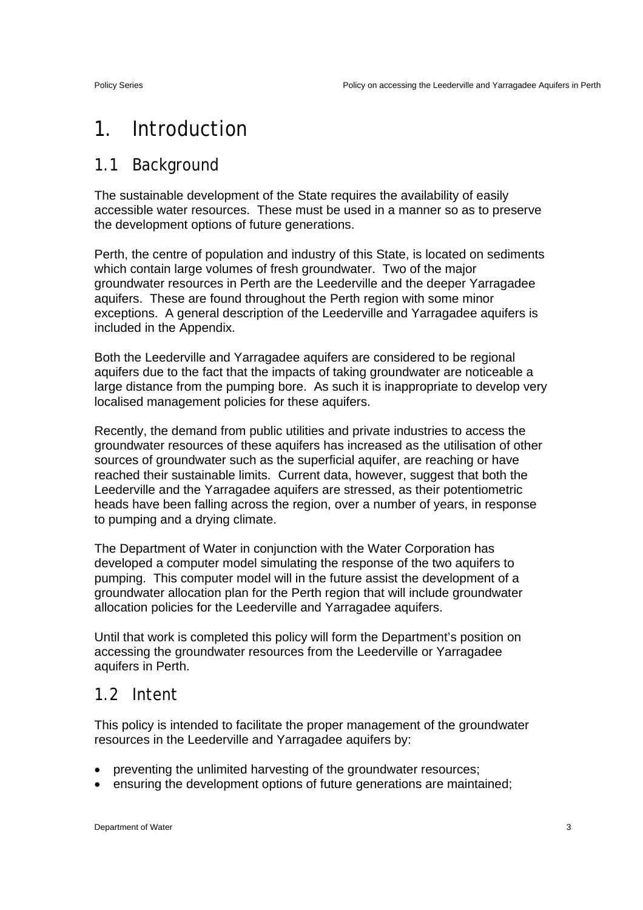# 1. Introduction

## 1.1 Background

The sustainable development of the State requires the availability of easily accessible water resources. These must be used in a manner so as to preserve the development options of future generations.

Perth, the centre of population and industry of this State, is located on sediments which contain large volumes of fresh groundwater. Two of the major groundwater resources in Perth are the Leederville and the deeper Yarragadee aquifers. These are found throughout the Perth region with some minor exceptions. A general description of the Leederville and Yarragadee aquifers is included in the Appendix.

Both the Leederville and Yarragadee aquifers are considered to be regional aquifers due to the fact that the impacts of taking groundwater are noticeable a large distance from the pumping bore. As such it is inappropriate to develop very localised management policies for these aquifers.

Recently, the demand from public utilities and private industries to access the groundwater resources of these aquifers has increased as the utilisation of other sources of groundwater such as the superficial aquifer, are reaching or have reached their sustainable limits. Current data, however, suggest that both the Leederville and the Yarragadee aquifers are stressed, as their potentiometric heads have been falling across the region, over a number of years, in response to pumping and a drying climate.

The Department of Water in conjunction with the Water Corporation has developed a computer model simulating the response of the two aquifers to pumping. This computer model will in the future assist the development of a groundwater allocation plan for the Perth region that will include groundwater allocation policies for the Leederville and Yarragadee aquifers.

Until that work is completed this policy will form the Department's position on accessing the groundwater resources from the Leederville or Yarragadee aquifers in Perth.

## 1.2 Intent

This policy is intended to facilitate the proper management of the groundwater resources in the Leederville and Yarragadee aquifers by:

- preventing the unlimited harvesting of the groundwater resources;
- ensuring the development options of future generations are maintained;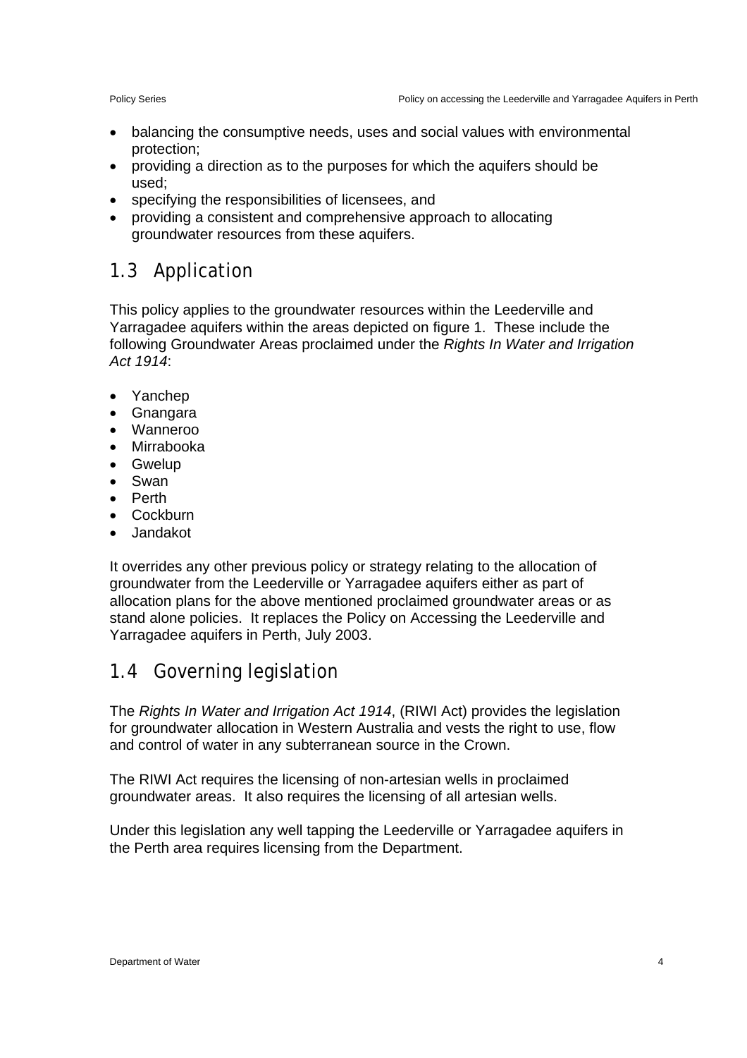- balancing the consumptive needs, uses and social values with environmental protection;
- providing a direction as to the purposes for which the aquifers should be used;
- specifying the responsibilities of licensees, and
- providing a consistent and comprehensive approach to allocating groundwater resources from these aquifers.

## 1.3 Application

This policy applies to the groundwater resources within the Leederville and Yarragadee aquifers within the areas depicted on figure 1. These include the following Groundwater Areas proclaimed under the *Rights In Water and Irrigation Act 1914*:

- Yanchep
- Gnangara
- Wanneroo
- Mirrabooka
- Gwelup
- Swan
- Perth
- Cockburn
- Jandakot

It overrides any other previous policy or strategy relating to the allocation of groundwater from the Leederville or Yarragadee aquifers either as part of allocation plans for the above mentioned proclaimed groundwater areas or as stand alone policies. It replaces the Policy on Accessing the Leederville and Yarragadee aquifers in Perth, July 2003.

## 1.4 Governing legislation

The *Rights In Water and Irrigation Act 1914*, (RIWI Act) provides the legislation for groundwater allocation in Western Australia and vests the right to use, flow and control of water in any subterranean source in the Crown.

The RIWI Act requires the licensing of non-artesian wells in proclaimed groundwater areas. It also requires the licensing of all artesian wells.

Under this legislation any well tapping the Leederville or Yarragadee aquifers in the Perth area requires licensing from the Department.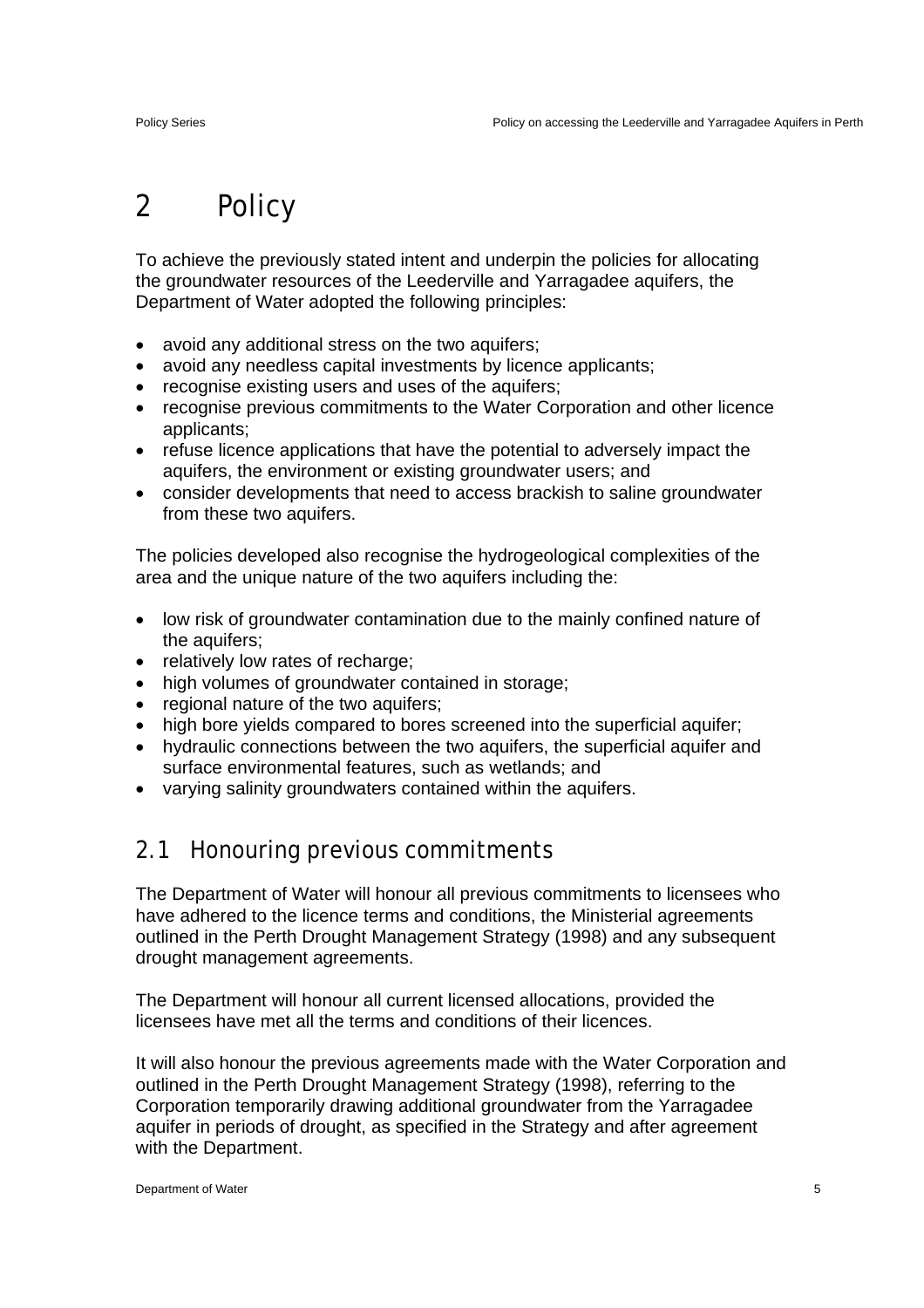# 2 Policy

To achieve the previously stated intent and underpin the policies for allocating the groundwater resources of the Leederville and Yarragadee aquifers, the Department of Water adopted the following principles:

- avoid any additional stress on the two aquifers;
- avoid any needless capital investments by licence applicants;
- recognise existing users and uses of the aquifers;
- recognise previous commitments to the Water Corporation and other licence applicants;
- refuse licence applications that have the potential to adversely impact the aquifers, the environment or existing groundwater users; and
- consider developments that need to access brackish to saline groundwater from these two aquifers.

The policies developed also recognise the hydrogeological complexities of the area and the unique nature of the two aquifers including the:

- low risk of groundwater contamination due to the mainly confined nature of the aquifers;
- relatively low rates of recharge;
- high volumes of groundwater contained in storage;
- regional nature of the two aquifers;
- high bore yields compared to bores screened into the superficial aquifer;
- hydraulic connections between the two aquifers, the superficial aquifer and surface environmental features, such as wetlands; and
- varying salinity groundwaters contained within the aquifers.

## 2.1 Honouring previous commitments

The Department of Water will honour all previous commitments to licensees who have adhered to the licence terms and conditions, the Ministerial agreements outlined in the Perth Drought Management Strategy (1998) and any subsequent drought management agreements.

The Department will honour all current licensed allocations, provided the licensees have met all the terms and conditions of their licences.

It will also honour the previous agreements made with the Water Corporation and outlined in the Perth Drought Management Strategy (1998), referring to the Corporation temporarily drawing additional groundwater from the Yarragadee aquifer in periods of drought, as specified in the Strategy and after agreement with the Department.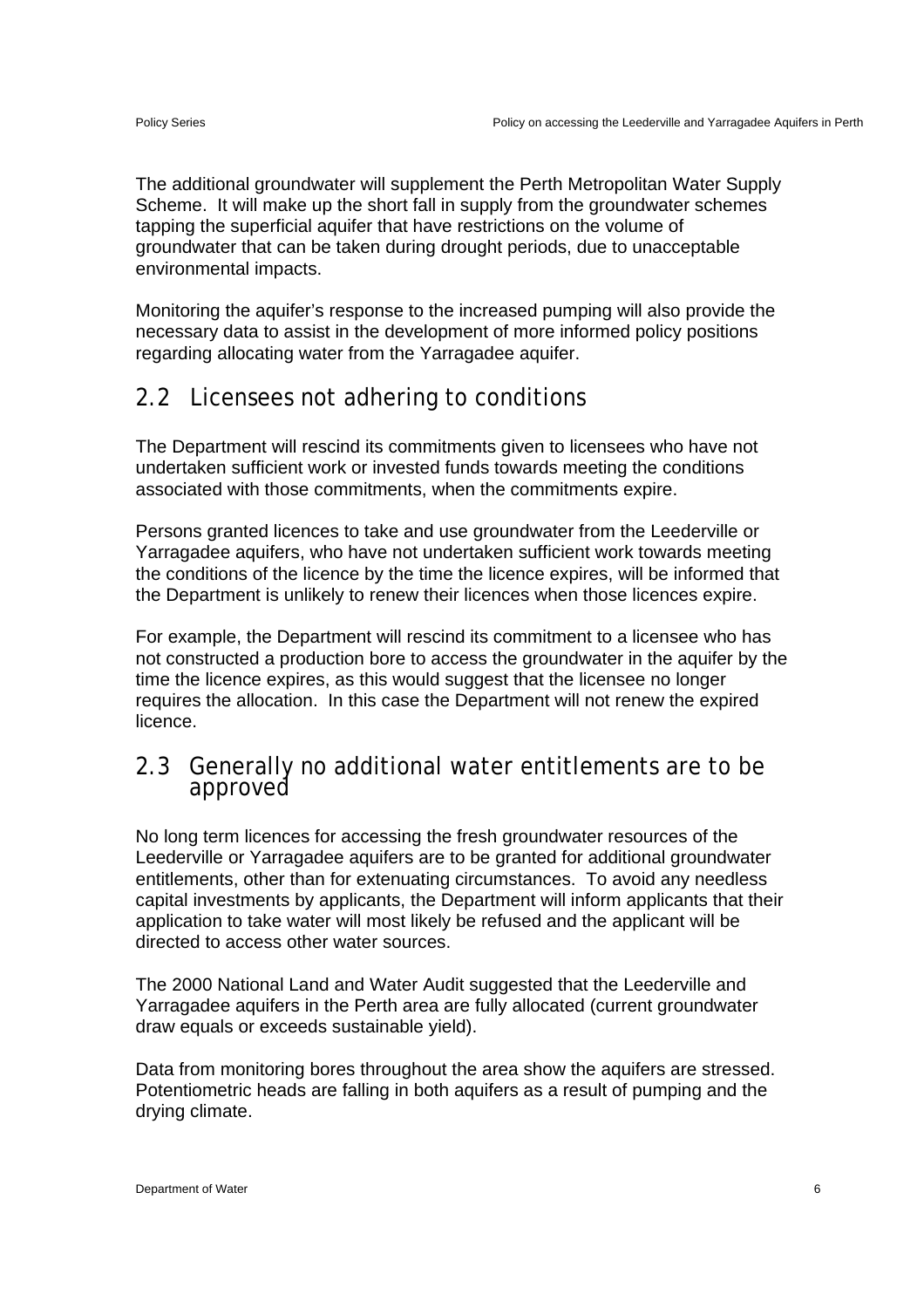The additional groundwater will supplement the Perth Metropolitan Water Supply Scheme. It will make up the short fall in supply from the groundwater schemes tapping the superficial aquifer that have restrictions on the volume of groundwater that can be taken during drought periods, due to unacceptable environmental impacts.

Monitoring the aquifer's response to the increased pumping will also provide the necessary data to assist in the development of more informed policy positions regarding allocating water from the Yarragadee aquifer.

## 2.2 Licensees not adhering to conditions

The Department will rescind its commitments given to licensees who have not undertaken sufficient work or invested funds towards meeting the conditions associated with those commitments, when the commitments expire.

Persons granted licences to take and use groundwater from the Leederville or Yarragadee aquifers, who have not undertaken sufficient work towards meeting the conditions of the licence by the time the licence expires, will be informed that the Department is unlikely to renew their licences when those licences expire.

For example, the Department will rescind its commitment to a licensee who has not constructed a production bore to access the groundwater in the aquifer by the time the licence expires, as this would suggest that the licensee no longer requires the allocation. In this case the Department will not renew the expired licence.

## 2.3 Generally no additional water entitlements are to be approved

No long term licences for accessing the fresh groundwater resources of the Leederville or Yarragadee aquifers are to be granted for additional groundwater entitlements, other than for extenuating circumstances. To avoid any needless capital investments by applicants, the Department will inform applicants that their application to take water will most likely be refused and the applicant will be directed to access other water sources.

The 2000 National Land and Water Audit suggested that the Leederville and Yarragadee aquifers in the Perth area are fully allocated (current groundwater draw equals or exceeds sustainable yield).

Data from monitoring bores throughout the area show the aquifers are stressed. Potentiometric heads are falling in both aquifers as a result of pumping and the drying climate.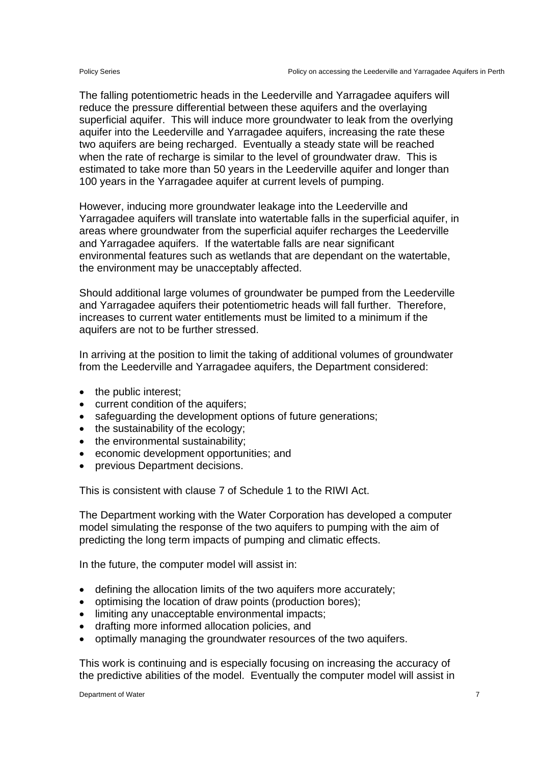The falling potentiometric heads in the Leederville and Yarragadee aquifers will reduce the pressure differential between these aquifers and the overlaying superficial aquifer. This will induce more groundwater to leak from the overlying aquifer into the Leederville and Yarragadee aquifers, increasing the rate these two aquifers are being recharged. Eventually a steady state will be reached when the rate of recharge is similar to the level of groundwater draw. This is estimated to take more than 50 years in the Leederville aquifer and longer than 100 years in the Yarragadee aquifer at current levels of pumping.

However, inducing more groundwater leakage into the Leederville and Yarragadee aquifers will translate into watertable falls in the superficial aquifer, in areas where groundwater from the superficial aquifer recharges the Leederville and Yarragadee aquifers. If the watertable falls are near significant environmental features such as wetlands that are dependant on the watertable, the environment may be unacceptably affected.

Should additional large volumes of groundwater be pumped from the Leederville and Yarragadee aquifers their potentiometric heads will fall further. Therefore, increases to current water entitlements must be limited to a minimum if the aquifers are not to be further stressed.

In arriving at the position to limit the taking of additional volumes of groundwater from the Leederville and Yarragadee aquifers, the Department considered:

- the public interest;
- current condition of the aquifers;
- safeguarding the development options of future generations;
- the sustainability of the ecology;
- the environmental sustainability;
- economic development opportunities; and
- previous Department decisions.

This is consistent with clause 7 of Schedule 1 to the RIWI Act.

The Department working with the Water Corporation has developed a computer model simulating the response of the two aquifers to pumping with the aim of predicting the long term impacts of pumping and climatic effects.

In the future, the computer model will assist in:

- defining the allocation limits of the two aquifers more accurately;
- optimising the location of draw points (production bores);
- limiting any unacceptable environmental impacts;
- drafting more informed allocation policies, and
- optimally managing the groundwater resources of the two aquifers.

This work is continuing and is especially focusing on increasing the accuracy of the predictive abilities of the model. Eventually the computer model will assist in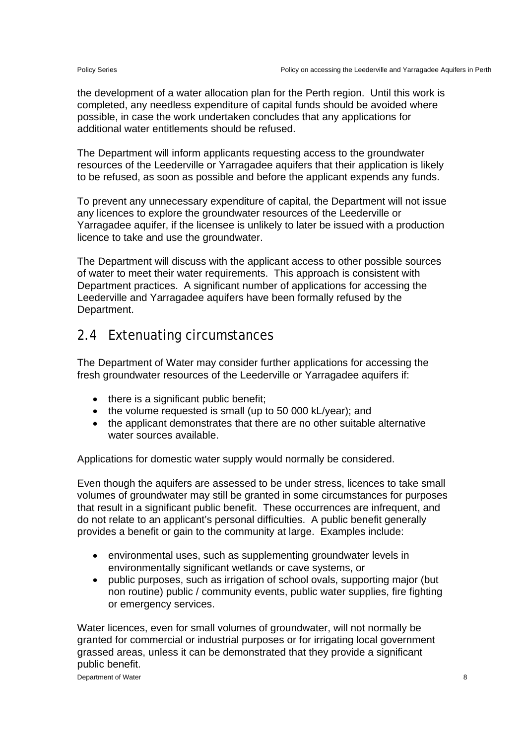the development of a water allocation plan for the Perth region. Until this work is completed, any needless expenditure of capital funds should be avoided where possible, in case the work undertaken concludes that any applications for additional water entitlements should be refused.

The Department will inform applicants requesting access to the groundwater resources of the Leederville or Yarragadee aquifers that their application is likely to be refused, as soon as possible and before the applicant expends any funds.

To prevent any unnecessary expenditure of capital, the Department will not issue any licences to explore the groundwater resources of the Leederville or Yarragadee aquifer, if the licensee is unlikely to later be issued with a production licence to take and use the groundwater.

The Department will discuss with the applicant access to other possible sources of water to meet their water requirements. This approach is consistent with Department practices. A significant number of applications for accessing the Leederville and Yarragadee aquifers have been formally refused by the Department.

## 2.4 Extenuating circumstances

The Department of Water may consider further applications for accessing the fresh groundwater resources of the Leederville or Yarragadee aquifers if:

- there is a significant public benefit;
- the volume requested is small (up to 50 000 kL/year); and
- the applicant demonstrates that there are no other suitable alternative water sources available.

Applications for domestic water supply would normally be considered.

Even though the aquifers are assessed to be under stress, licences to take small volumes of groundwater may still be granted in some circumstances for purposes that result in a significant public benefit. These occurrences are infrequent, and do not relate to an applicant's personal difficulties. A public benefit generally provides a benefit or gain to the community at large. Examples include:

- environmental uses, such as supplementing groundwater levels in environmentally significant wetlands or cave systems, or
- public purposes, such as irrigation of school ovals, supporting major (but non routine) public / community events, public water supplies, fire fighting or emergency services.

Water licences, even for small volumes of groundwater, will not normally be granted for commercial or industrial purposes or for irrigating local government grassed areas, unless it can be demonstrated that they provide a significant public benefit.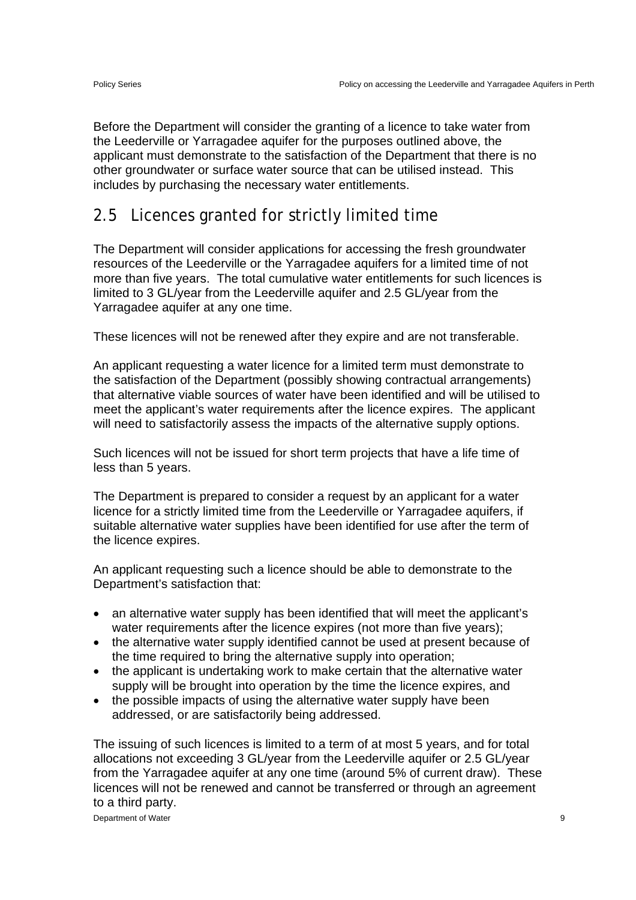Before the Department will consider the granting of a licence to take water from the Leederville or Yarragadee aquifer for the purposes outlined above, the applicant must demonstrate to the satisfaction of the Department that there is no other groundwater or surface water source that can be utilised instead. This includes by purchasing the necessary water entitlements.

## 2.5 Licences granted for strictly limited time

The Department will consider applications for accessing the fresh groundwater resources of the Leederville or the Yarragadee aquifers for a limited time of not more than five years. The total cumulative water entitlements for such licences is limited to 3 GL/year from the Leederville aquifer and 2.5 GL/year from the Yarragadee aquifer at any one time.

These licences will not be renewed after they expire and are not transferable.

An applicant requesting a water licence for a limited term must demonstrate to the satisfaction of the Department (possibly showing contractual arrangements) that alternative viable sources of water have been identified and will be utilised to meet the applicant's water requirements after the licence expires. The applicant will need to satisfactorily assess the impacts of the alternative supply options.

Such licences will not be issued for short term projects that have a life time of less than 5 years.

The Department is prepared to consider a request by an applicant for a water licence for a strictly limited time from the Leederville or Yarragadee aquifers, if suitable alternative water supplies have been identified for use after the term of the licence expires.

An applicant requesting such a licence should be able to demonstrate to the Department's satisfaction that:

- an alternative water supply has been identified that will meet the applicant's water requirements after the licence expires (not more than five years);
- the alternative water supply identified cannot be used at present because of the time required to bring the alternative supply into operation;
- the applicant is undertaking work to make certain that the alternative water supply will be brought into operation by the time the licence expires, and
- the possible impacts of using the alternative water supply have been addressed, or are satisfactorily being addressed.

The issuing of such licences is limited to a term of at most 5 years, and for total allocations not exceeding 3 GL/year from the Leederville aquifer or 2.5 GL/year from the Yarragadee aquifer at any one time (around 5% of current draw). These licences will not be renewed and cannot be transferred or through an agreement to a third party.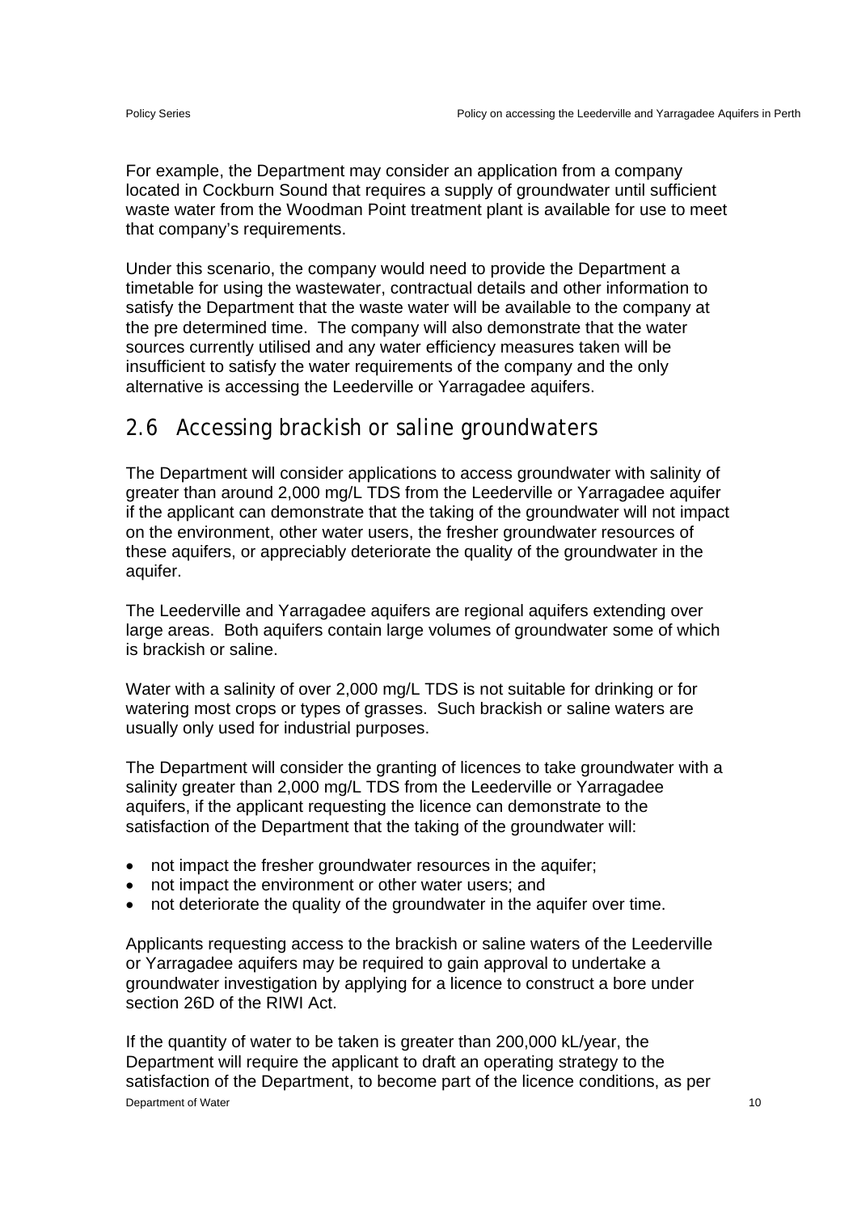For example, the Department may consider an application from a company located in Cockburn Sound that requires a supply of groundwater until sufficient waste water from the Woodman Point treatment plant is available for use to meet that company's requirements.

Under this scenario, the company would need to provide the Department a timetable for using the wastewater, contractual details and other information to satisfy the Department that the waste water will be available to the company at the pre determined time. The company will also demonstrate that the water sources currently utilised and any water efficiency measures taken will be insufficient to satisfy the water requirements of the company and the only alternative is accessing the Leederville or Yarragadee aquifers.

## 2.6 Accessing brackish or saline groundwaters

The Department will consider applications to access groundwater with salinity of greater than around 2,000 mg/L TDS from the Leederville or Yarragadee aquifer if the applicant can demonstrate that the taking of the groundwater will not impact on the environment, other water users, the fresher groundwater resources of these aquifers, or appreciably deteriorate the quality of the groundwater in the aquifer.

The Leederville and Yarragadee aquifers are regional aquifers extending over large areas. Both aquifers contain large volumes of groundwater some of which is brackish or saline.

Water with a salinity of over 2,000 mg/L TDS is not suitable for drinking or for watering most crops or types of grasses. Such brackish or saline waters are usually only used for industrial purposes.

The Department will consider the granting of licences to take groundwater with a salinity greater than 2,000 mg/L TDS from the Leederville or Yarragadee aquifers, if the applicant requesting the licence can demonstrate to the satisfaction of the Department that the taking of the groundwater will:

- not impact the fresher groundwater resources in the aquifer;
- not impact the environment or other water users; and
- not deteriorate the quality of the groundwater in the aquifer over time.

Applicants requesting access to the brackish or saline waters of the Leederville or Yarragadee aquifers may be required to gain approval to undertake a groundwater investigation by applying for a licence to construct a bore under section 26D of the RIWI Act.

If the quantity of water to be taken is greater than 200,000 kL/year, the Department will require the applicant to draft an operating strategy to the satisfaction of the Department, to become part of the licence conditions, as per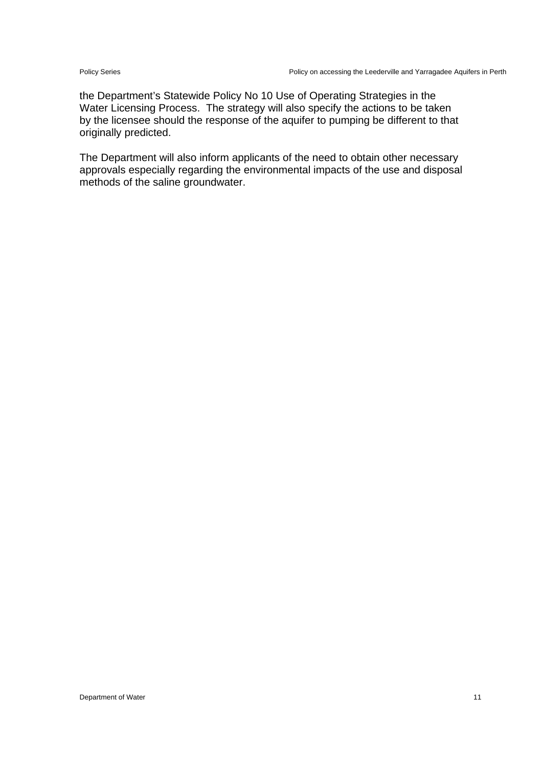the Department's Statewide Policy No 10 Use of Operating Strategies in the Water Licensing Process. The strategy will also specify the actions to be taken by the licensee should the response of the aquifer to pumping be different to that originally predicted.

The Department will also inform applicants of the need to obtain other necessary approvals especially regarding the environmental impacts of the use and disposal methods of the saline groundwater.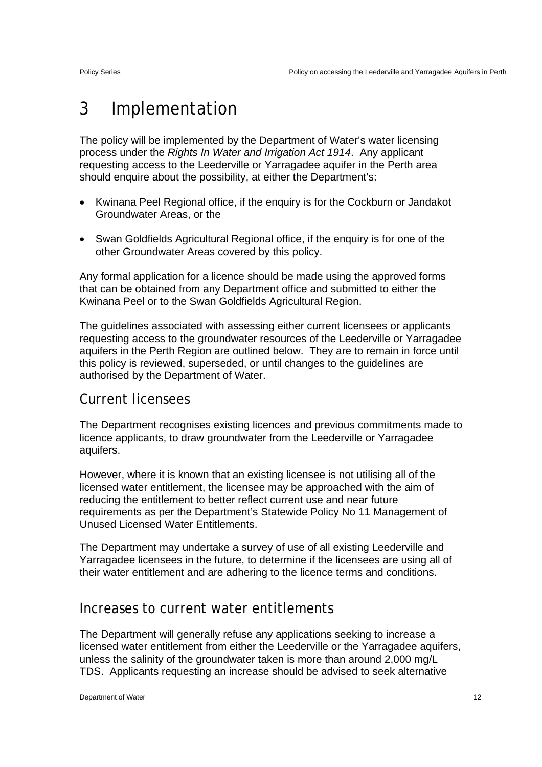# 3 Implementation

The policy will be implemented by the Department of Water's water licensing process under the *Rights In Water and Irrigation Act 1914*. Any applicant requesting access to the Leederville or Yarragadee aquifer in the Perth area should enquire about the possibility, at either the Department's:

- Kwinana Peel Regional office, if the enquiry is for the Cockburn or Jandakot Groundwater Areas, or the
- Swan Goldfields Agricultural Regional office, if the enquiry is for one of the other Groundwater Areas covered by this policy.

Any formal application for a licence should be made using the approved forms that can be obtained from any Department office and submitted to either the Kwinana Peel or to the Swan Goldfields Agricultural Region.

The guidelines associated with assessing either current licensees or applicants requesting access to the groundwater resources of the Leederville or Yarragadee aquifers in the Perth Region are outlined below. They are to remain in force until this policy is reviewed, superseded, or until changes to the guidelines are authorised by the Department of Water.

## Current licensees

The Department recognises existing licences and previous commitments made to licence applicants, to draw groundwater from the Leederville or Yarragadee aquifers.

However, where it is known that an existing licensee is not utilising all of the licensed water entitlement, the licensee may be approached with the aim of reducing the entitlement to better reflect current use and near future requirements as per the Department's Statewide Policy No 11 Management of Unused Licensed Water Entitlements.

The Department may undertake a survey of use of all existing Leederville and Yarragadee licensees in the future, to determine if the licensees are using all of their water entitlement and are adhering to the licence terms and conditions.

## Increases to current water entitlements

The Department will generally refuse any applications seeking to increase a licensed water entitlement from either the Leederville or the Yarragadee aquifers, unless the salinity of the groundwater taken is more than around 2,000 mg/L TDS. Applicants requesting an increase should be advised to seek alternative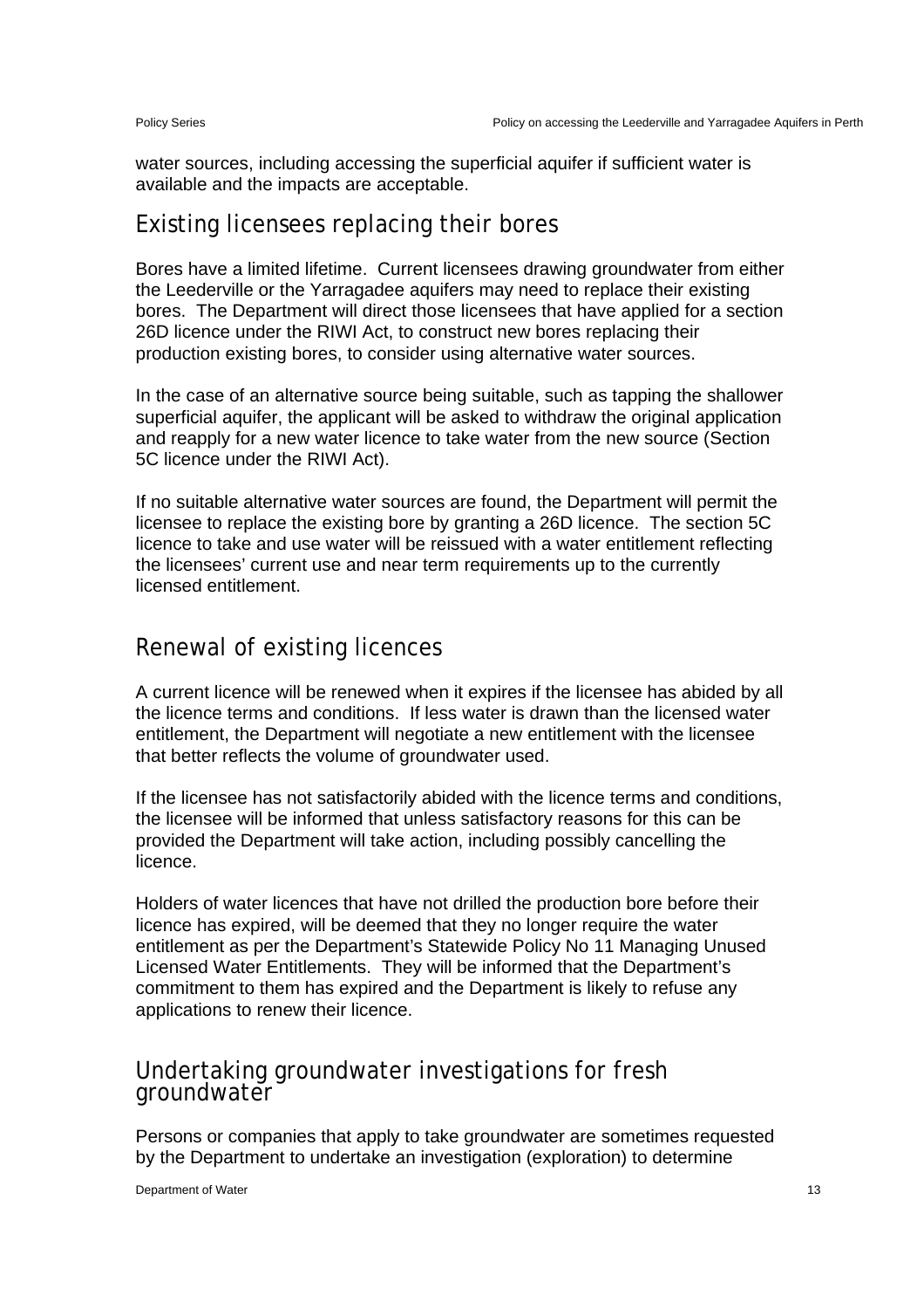water sources, including accessing the superficial aquifer if sufficient water is available and the impacts are acceptable.

## Existing licensees replacing their bores

Bores have a limited lifetime. Current licensees drawing groundwater from either the Leederville or the Yarragadee aquifers may need to replace their existing bores. The Department will direct those licensees that have applied for a section 26D licence under the RIWI Act, to construct new bores replacing their production existing bores, to consider using alternative water sources.

In the case of an alternative source being suitable, such as tapping the shallower superficial aquifer, the applicant will be asked to withdraw the original application and reapply for a new water licence to take water from the new source (Section 5C licence under the RIWI Act).

If no suitable alternative water sources are found, the Department will permit the licensee to replace the existing bore by granting a 26D licence. The section 5C licence to take and use water will be reissued with a water entitlement reflecting the licensees' current use and near term requirements up to the currently licensed entitlement.

## Renewal of existing licences

A current licence will be renewed when it expires if the licensee has abided by all the licence terms and conditions. If less water is drawn than the licensed water entitlement, the Department will negotiate a new entitlement with the licensee that better reflects the volume of groundwater used.

If the licensee has not satisfactorily abided with the licence terms and conditions, the licensee will be informed that unless satisfactory reasons for this can be provided the Department will take action, including possibly cancelling the licence.

Holders of water licences that have not drilled the production bore before their licence has expired, will be deemed that they no longer require the water entitlement as per the Department's Statewide Policy No 11 Managing Unused Licensed Water Entitlements. They will be informed that the Department's commitment to them has expired and the Department is likely to refuse any applications to renew their licence.

## Undertaking groundwater investigations for fresh groundwater

Persons or companies that apply to take groundwater are sometimes requested by the Department to undertake an investigation (exploration) to determine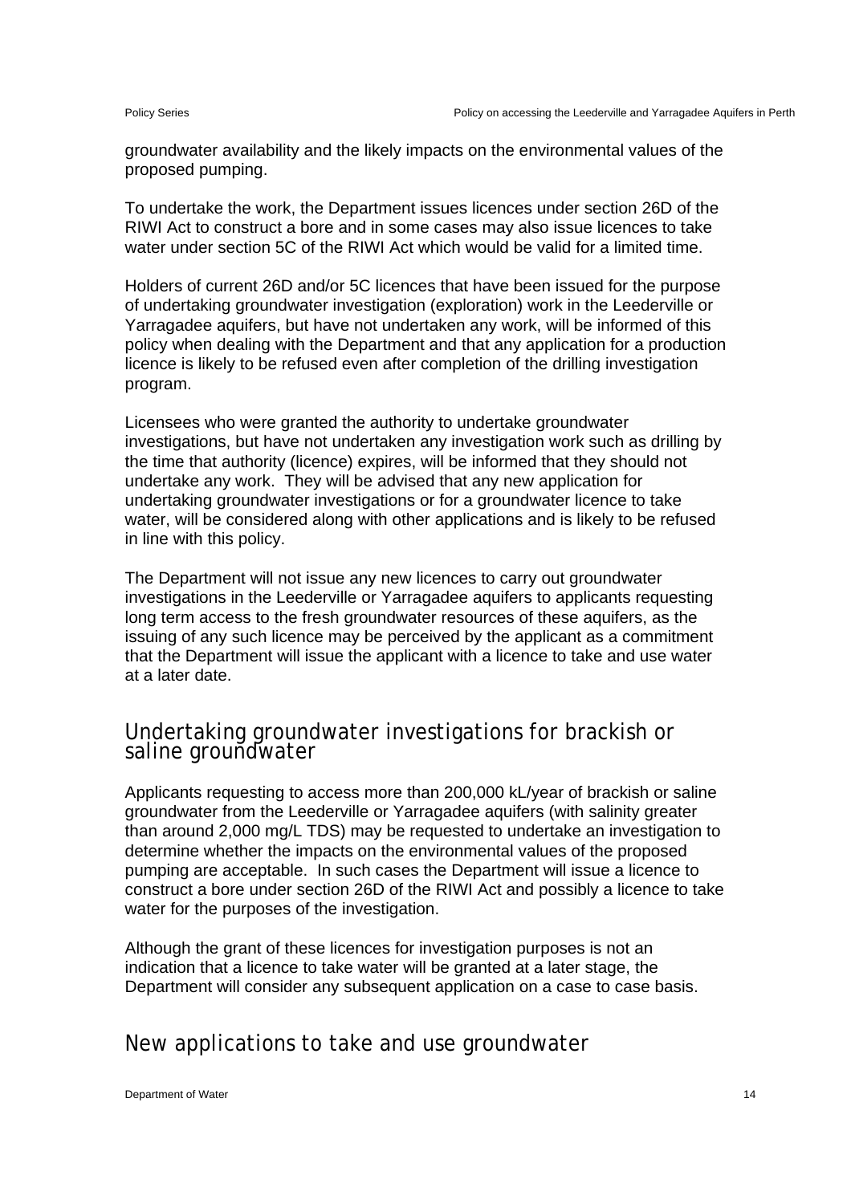groundwater availability and the likely impacts on the environmental values of the proposed pumping.

To undertake the work, the Department issues licences under section 26D of the RIWI Act to construct a bore and in some cases may also issue licences to take water under section 5C of the RIWI Act which would be valid for a limited time.

Holders of current 26D and/or 5C licences that have been issued for the purpose of undertaking groundwater investigation (exploration) work in the Leederville or Yarragadee aquifers, but have not undertaken any work, will be informed of this policy when dealing with the Department and that any application for a production licence is likely to be refused even after completion of the drilling investigation program.

Licensees who were granted the authority to undertake groundwater investigations, but have not undertaken any investigation work such as drilling by the time that authority (licence) expires, will be informed that they should not undertake any work. They will be advised that any new application for undertaking groundwater investigations or for a groundwater licence to take water, will be considered along with other applications and is likely to be refused in line with this policy.

The Department will not issue any new licences to carry out groundwater investigations in the Leederville or Yarragadee aquifers to applicants requesting long term access to the fresh groundwater resources of these aquifers, as the issuing of any such licence may be perceived by the applicant as a commitment that the Department will issue the applicant with a licence to take and use water at a later date.

## Undertaking groundwater investigations for brackish or saline groundwater

Applicants requesting to access more than 200,000 kL/year of brackish or saline groundwater from the Leederville or Yarragadee aquifers (with salinity greater than around 2,000 mg/L TDS) may be requested to undertake an investigation to determine whether the impacts on the environmental values of the proposed pumping are acceptable. In such cases the Department will issue a licence to construct a bore under section 26D of the RIWI Act and possibly a licence to take water for the purposes of the investigation.

Although the grant of these licences for investigation purposes is not an indication that a licence to take water will be granted at a later stage, the Department will consider any subsequent application on a case to case basis.

## New applications to take and use groundwater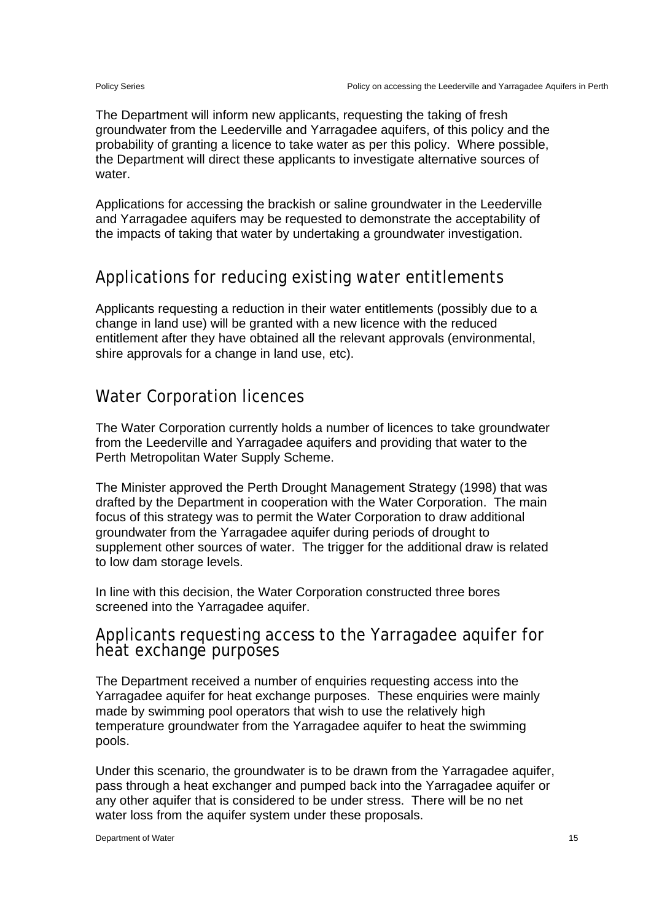The Department will inform new applicants, requesting the taking of fresh groundwater from the Leederville and Yarragadee aquifers, of this policy and the probability of granting a licence to take water as per this policy. Where possible, the Department will direct these applicants to investigate alternative sources of water.

Applications for accessing the brackish or saline groundwater in the Leederville and Yarragadee aquifers may be requested to demonstrate the acceptability of the impacts of taking that water by undertaking a groundwater investigation.

## Applications for reducing existing water entitlements

Applicants requesting a reduction in their water entitlements (possibly due to a change in land use) will be granted with a new licence with the reduced entitlement after they have obtained all the relevant approvals (environmental, shire approvals for a change in land use, etc).

## Water Corporation licences

The Water Corporation currently holds a number of licences to take groundwater from the Leederville and Yarragadee aquifers and providing that water to the Perth Metropolitan Water Supply Scheme.

The Minister approved the Perth Drought Management Strategy (1998) that was drafted by the Department in cooperation with the Water Corporation. The main focus of this strategy was to permit the Water Corporation to draw additional groundwater from the Yarragadee aquifer during periods of drought to supplement other sources of water. The trigger for the additional draw is related to low dam storage levels.

In line with this decision, the Water Corporation constructed three bores screened into the Yarragadee aquifer.

## Applicants requesting access to the Yarragadee aquifer for heat exchange purposes

The Department received a number of enquiries requesting access into the Yarragadee aquifer for heat exchange purposes. These enquiries were mainly made by swimming pool operators that wish to use the relatively high temperature groundwater from the Yarragadee aquifer to heat the swimming pools.

Under this scenario, the groundwater is to be drawn from the Yarragadee aquifer, pass through a heat exchanger and pumped back into the Yarragadee aquifer or any other aquifer that is considered to be under stress. There will be no net water loss from the aquifer system under these proposals.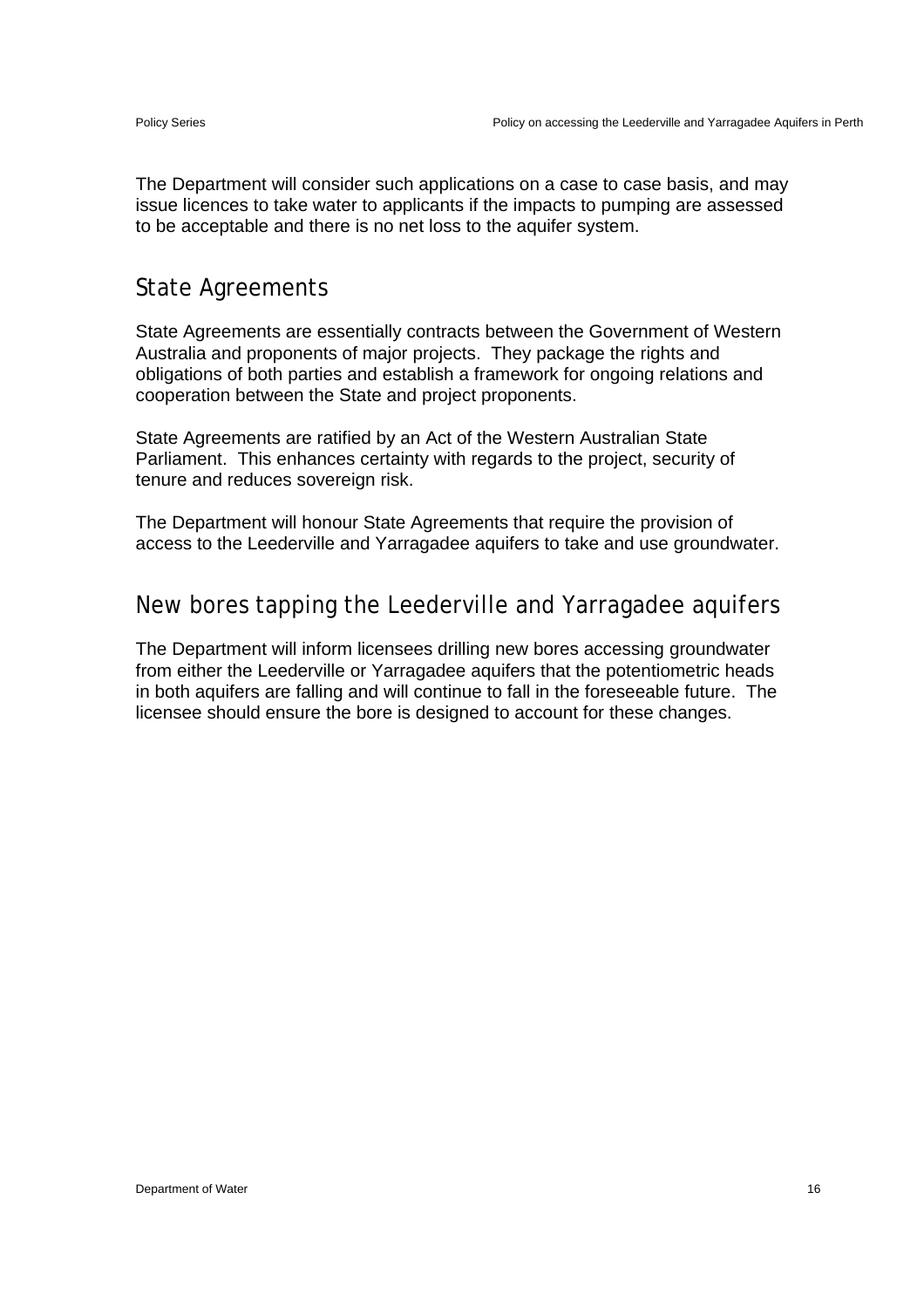The Department will consider such applications on a case to case basis, and may issue licences to take water to applicants if the impacts to pumping are assessed to be acceptable and there is no net loss to the aquifer system.

## State Agreements

State Agreements are essentially contracts between the Government of Western Australia and proponents of major projects. They package the rights and obligations of both parties and establish a framework for ongoing relations and cooperation between the State and project proponents.

State Agreements are ratified by an Act of the Western Australian State Parliament. This enhances certainty with regards to the project, security of tenure and reduces sovereign risk.

The Department will honour State Agreements that require the provision of access to the Leederville and Yarragadee aquifers to take and use groundwater.

## New bores tapping the Leederville and Yarragadee aquifers

The Department will inform licensees drilling new bores accessing groundwater from either the Leederville or Yarragadee aquifers that the potentiometric heads in both aquifers are falling and will continue to fall in the foreseeable future. The licensee should ensure the bore is designed to account for these changes.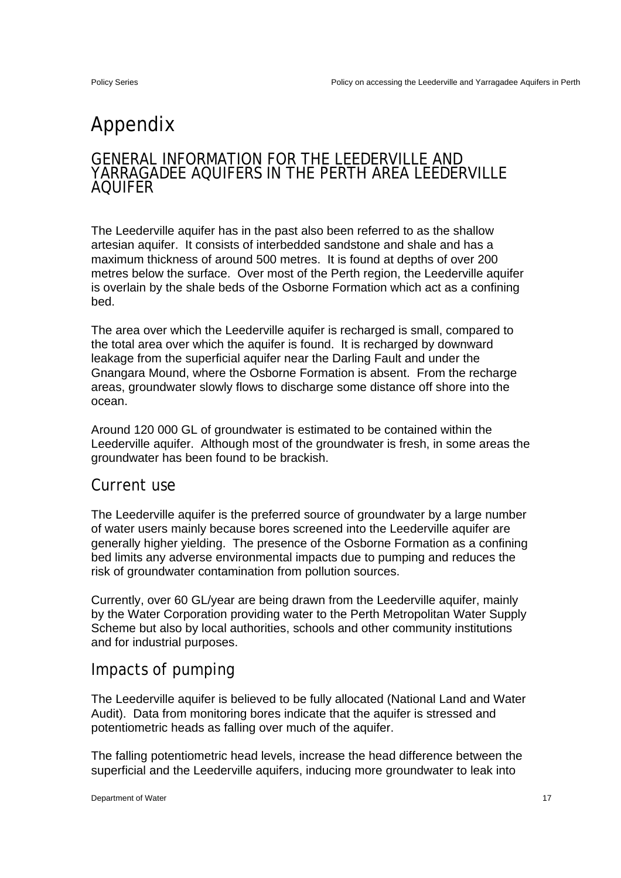# Appendix

## GENERAL INFORMATION FOR THE LEEDERVILLE AND YARRAGADEE AQUIFERS IN THE PERTH AREA LEEDERVILLE AQUIFER

The Leederville aquifer has in the past also been referred to as the shallow artesian aquifer. It consists of interbedded sandstone and shale and has a maximum thickness of around 500 metres. It is found at depths of over 200 metres below the surface. Over most of the Perth region, the Leederville aquifer is overlain by the shale beds of the Osborne Formation which act as a confining bed.

The area over which the Leederville aquifer is recharged is small, compared to the total area over which the aquifer is found. It is recharged by downward leakage from the superficial aquifer near the Darling Fault and under the Gnangara Mound, where the Osborne Formation is absent. From the recharge areas, groundwater slowly flows to discharge some distance off shore into the ocean.

Around 120 000 GL of groundwater is estimated to be contained within the Leederville aquifer. Although most of the groundwater is fresh, in some areas the groundwater has been found to be brackish.

### Current use

The Leederville aquifer is the preferred source of groundwater by a large number of water users mainly because bores screened into the Leederville aquifer are generally higher yielding. The presence of the Osborne Formation as a confining bed limits any adverse environmental impacts due to pumping and reduces the risk of groundwater contamination from pollution sources.

Currently, over 60 GL/year are being drawn from the Leederville aquifer, mainly by the Water Corporation providing water to the Perth Metropolitan Water Supply Scheme but also by local authorities, schools and other community institutions and for industrial purposes.

### Impacts of pumping

The Leederville aquifer is believed to be fully allocated (National Land and Water Audit). Data from monitoring bores indicate that the aquifer is stressed and potentiometric heads as falling over much of the aquifer.

The falling potentiometric head levels, increase the head difference between the superficial and the Leederville aquifers, inducing more groundwater to leak into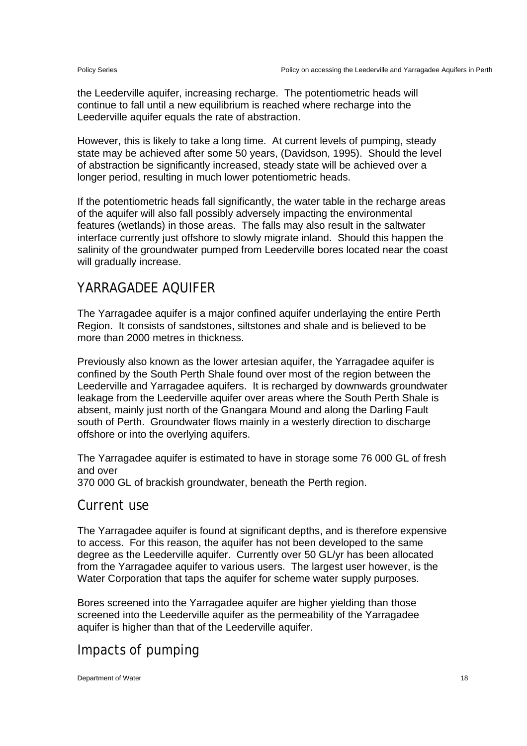the Leederville aquifer, increasing recharge. The potentiometric heads will continue to fall until a new equilibrium is reached where recharge into the Leederville aquifer equals the rate of abstraction.

However, this is likely to take a long time. At current levels of pumping, steady state may be achieved after some 50 years, (Davidson, 1995). Should the level of abstraction be significantly increased, steady state will be achieved over a longer period, resulting in much lower potentiometric heads.

If the potentiometric heads fall significantly, the water table in the recharge areas of the aquifer will also fall possibly adversely impacting the environmental features (wetlands) in those areas. The falls may also result in the saltwater interface currently just offshore to slowly migrate inland. Should this happen the salinity of the groundwater pumped from Leederville bores located near the coast will gradually increase.

## YARRAGADEE AQUIFER

The Yarragadee aquifer is a major confined aquifer underlaying the entire Perth Region. It consists of sandstones, siltstones and shale and is believed to be more than 2000 metres in thickness.

Previously also known as the lower artesian aquifer, the Yarragadee aquifer is confined by the South Perth Shale found over most of the region between the Leederville and Yarragadee aquifers. It is recharged by downwards groundwater leakage from the Leederville aquifer over areas where the South Perth Shale is absent, mainly just north of the Gnangara Mound and along the Darling Fault south of Perth. Groundwater flows mainly in a westerly direction to discharge offshore or into the overlying aquifers.

The Yarragadee aquifer is estimated to have in storage some 76 000 GL of fresh and over
370 000 GL of brackish groundwater, beneath the Perth region.

### Current use

The Yarragadee aquifer is found at significant depths, and is therefore expensive to access. For this reason, the aquifer has not been developed to the same degree as the Leederville aquifer. Currently over 50 GL/yr has been allocated from the Yarragadee aquifer to various users. The largest user however, is the Water Corporation that taps the aquifer for scheme water supply purposes.

Bores screened into the Yarragadee aquifer are higher yielding than those screened into the Leederville aquifer as the permeability of the Yarragadee aquifer is higher than that of the Leederville aquifer.

### Impacts of pumping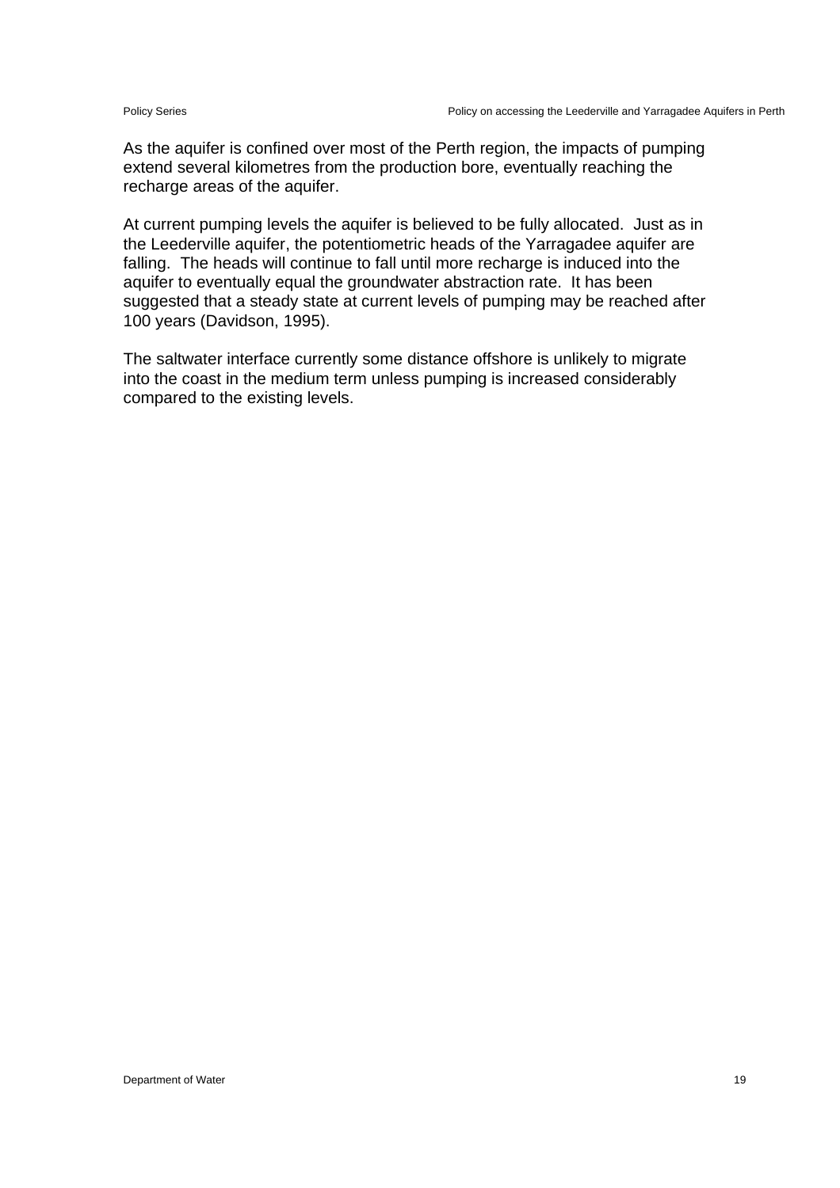As the aquifer is confined over most of the Perth region, the impacts of pumping extend several kilometres from the production bore, eventually reaching the recharge areas of the aquifer.

At current pumping levels the aquifer is believed to be fully allocated. Just as in the Leederville aquifer, the potentiometric heads of the Yarragadee aquifer are falling. The heads will continue to fall until more recharge is induced into the aquifer to eventually equal the groundwater abstraction rate. It has been suggested that a steady state at current levels of pumping may be reached after 100 years (Davidson, 1995).

The saltwater interface currently some distance offshore is unlikely to migrate into the coast in the medium term unless pumping is increased considerably compared to the existing levels.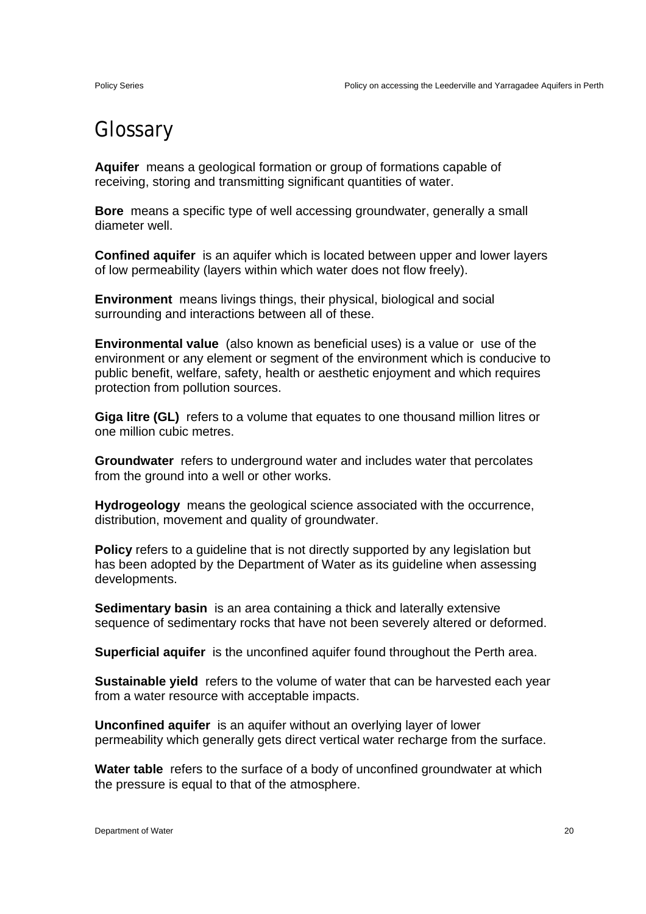# Glossary

**Aquifer** means a geological formation or group of formations capable of receiving, storing and transmitting significant quantities of water.

**Bore** means a specific type of well accessing groundwater, generally a small diameter well.

**Confined aquifer** is an aquifer which is located between upper and lower layers of low permeability (layers within which water does not flow freely).

**Environment** means livings things, their physical, biological and social surrounding and interactions between all of these.

**Environmental value** (also known as beneficial uses) is a value or use of the environment or any element or segment of the environment which is conducive to public benefit, welfare, safety, health or aesthetic enjoyment and which requires protection from pollution sources.

**Giga litre (GL)** refers to a volume that equates to one thousand million litres or one million cubic metres.

**Groundwater** refers to underground water and includes water that percolates from the ground into a well or other works.

**Hydrogeology** means the geological science associated with the occurrence, distribution, movement and quality of groundwater.

**Policy** refers to a guideline that is not directly supported by any legislation but has been adopted by the Department of Water as its guideline when assessing developments.

**Sedimentary basin** is an area containing a thick and laterally extensive sequence of sedimentary rocks that have not been severely altered or deformed.

**Superficial aquifer** is the unconfined aquifer found throughout the Perth area.

**Sustainable yield** refers to the volume of water that can be harvested each year from a water resource with acceptable impacts.

**Unconfined aquifer** is an aquifer without an overlying layer of lower permeability which generally gets direct vertical water recharge from the surface.

**Water table** refers to the surface of a body of unconfined groundwater at which the pressure is equal to that of the atmosphere.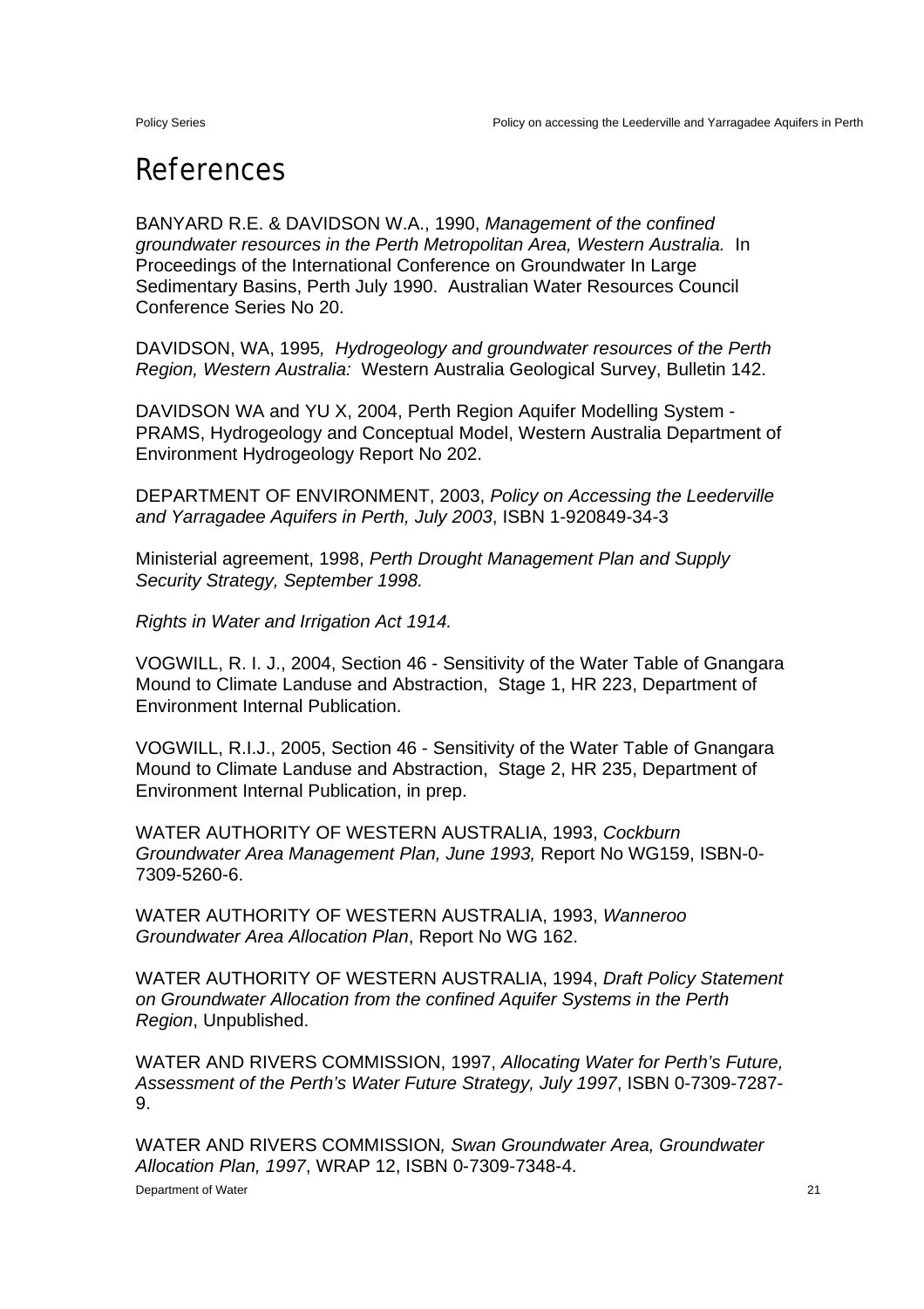# References

BANYARD R.E. & DAVIDSON W.A., 1990, *Management of the confined groundwater resources in the Perth Metropolitan Area, Western Australia.* In Proceedings of the International Conference on Groundwater In Large Sedimentary Basins, Perth July 1990. Australian Water Resources Council Conference Series No 20.

DAVIDSON, WA, 1995*, Hydrogeology and groundwater resources of the Perth Region, Western Australia:* Western Australia Geological Survey, Bulletin 142.

DAVIDSON WA and YU X, 2004, Perth Region Aquifer Modelling System - PRAMS, Hydrogeology and Conceptual Model, Western Australia Department of Environment Hydrogeology Report No 202.

DEPARTMENT OF ENVIRONMENT, 2003, *Policy on Accessing the Leederville and Yarragadee Aquifers in Perth, July 2003*, ISBN 1-920849-34-3

Ministerial agreement, 1998, *Perth Drought Management Plan and Supply Security Strategy, September 1998.*

*Rights in Water and Irrigation Act 1914.*

VOGWILL, R. I. J., 2004, Section 46 - Sensitivity of the Water Table of Gnangara Mound to Climate Landuse and Abstraction, Stage 1, HR 223, Department of Environment Internal Publication.

VOGWILL, R.I.J., 2005, Section 46 - Sensitivity of the Water Table of Gnangara Mound to Climate Landuse and Abstraction, Stage 2, HR 235, Department of Environment Internal Publication, in prep.

WATER AUTHORITY OF WESTERN AUSTRALIA, 1993, *Cockburn Groundwater Area Management Plan, June 1993,* Report No WG159, ISBN-0-7309-5260-6.

WATER AUTHORITY OF WESTERN AUSTRALIA, 1993, *Wanneroo Groundwater Area Allocation Plan*, Report No WG 162.

WATER AUTHORITY OF WESTERN AUSTRALIA, 1994, *Draft Policy Statement on Groundwater Allocation from the confined Aquifer Systems in the Perth Region*, Unpublished.

WATER AND RIVERS COMMISSION, 1997, *Allocating Water for Perth's Future, Assessment of the Perth's Water Future Strategy, July 1997*, ISBN 0-7309-7287-9.

WATER AND RIVERS COMMISSION*, Swan Groundwater Area, Groundwater Allocation Plan, 1997*, WRAP 12, ISBN 0-7309-7348-4.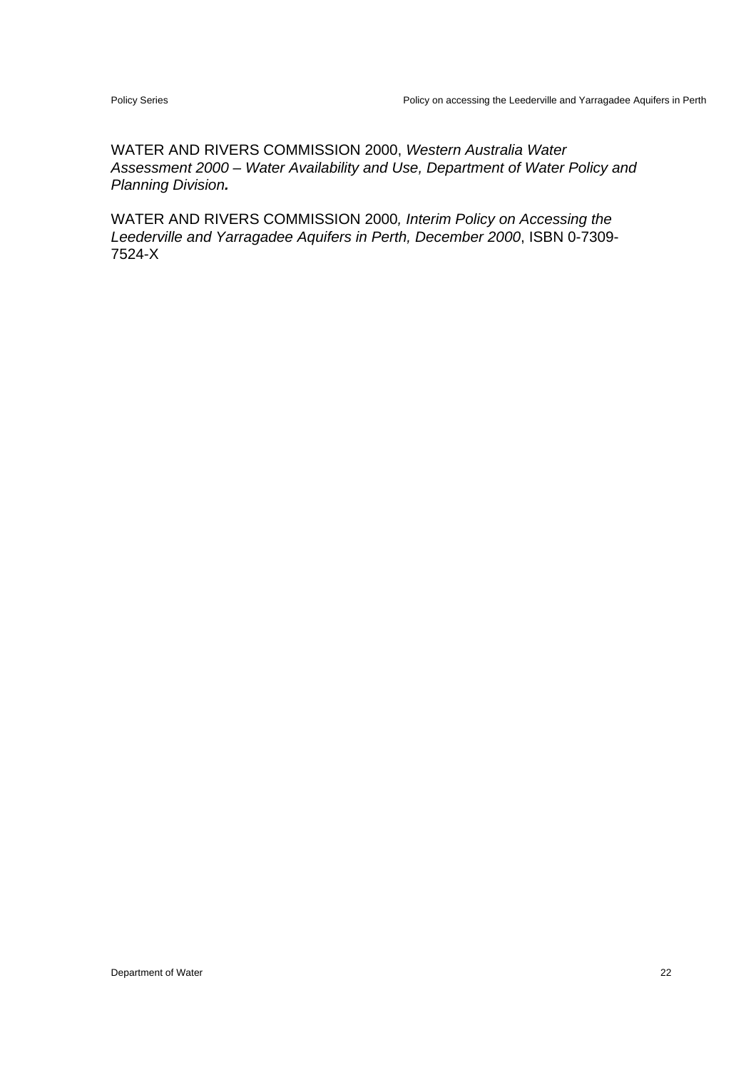WATER AND RIVERS COMMISSION 2000, *Western Australia Water Assessment 2000 – Water Availability and Use, Department of Water Policy and Planning Division.*

WATER AND RIVERS COMMISSION 2000*, Interim Policy on Accessing the Leederville and Yarragadee Aquifers in Perth, December 2000*, ISBN 0-7309-7524-X